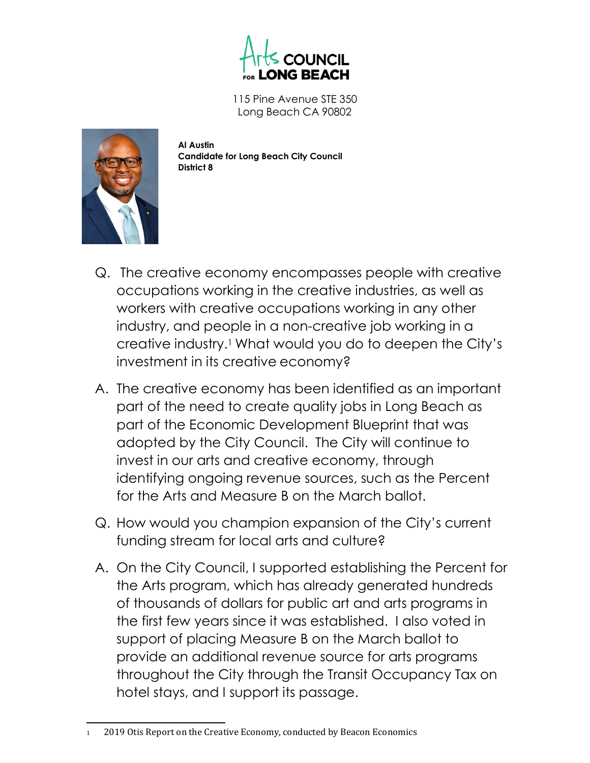Arts COUNCIL FOR LONG BEACH

115 Pine Avenue STE 350
Long Beach CA 90802

**Al Austin**
**Candidate for Long Beach City Council**
**District 8**

Q. The creative economy encompasses people with creative occupations working in the creative industries, as well as workers with creative occupations working in any other industry, and people in a non-creative job working in a creative industry.[1] What would you do to deepen the City's investment in its creative economy?

A. The creative economy has been identified as an important part of the need to create quality jobs in Long Beach as part of the Economic Development Blueprint that was adopted by the City Council. The City will continue to invest in our arts and creative economy, through identifying ongoing revenue sources, such as the Percent for the Arts and Measure B on the March ballot.

Q. How would you champion expansion of the City's current funding stream for local arts and culture?

A. On the City Council, I supported establishing the Percent for the Arts program, which has already generated hundreds of thousands of dollars for public art and arts programs in the first few years since it was established. I also voted in support of placing Measure B on the March ballot to provide an additional revenue source for arts programs throughout the City through the Transit Occupancy Tax on hotel stays, and I support its passage.

[1] 2019 Otis Report on the Creative Economy, conducted by Beacon Economics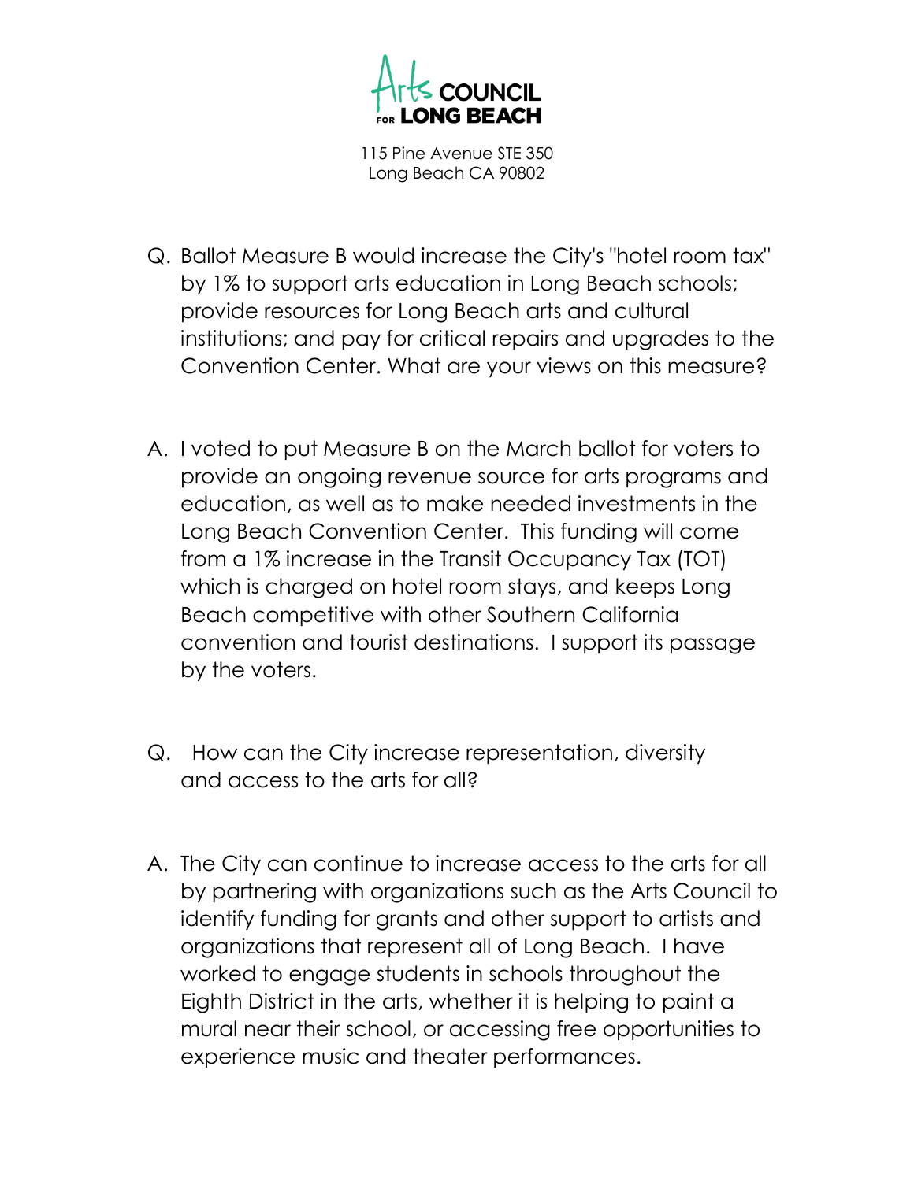Arts COUNCIL FOR LONG BEACH

115 Pine Avenue STE 350
Long Beach CA 90802

Q. Ballot Measure B would increase the City's "hotel room tax" by 1% to support arts education in Long Beach schools; provide resources for Long Beach arts and cultural institutions; and pay for critical repairs and upgrades to the Convention Center. What are your views on this measure?

A. I voted to put Measure B on the March ballot for voters to provide an ongoing revenue source for arts programs and education, as well as to make needed investments in the Long Beach Convention Center. This funding will come from a 1% increase in the Transit Occupancy Tax (TOT) which is charged on hotel room stays, and keeps Long Beach competitive with other Southern California convention and tourist destinations. I support its passage by the voters.

Q. How can the City increase representation, diversity and access to the arts for all?

A. The City can continue to increase access to the arts for all by partnering with organizations such as the Arts Council to identify funding for grants and other support to artists and organizations that represent all of Long Beach. I have worked to engage students in schools throughout the Eighth District in the arts, whether it is helping to paint a mural near their school, or accessing free opportunities to experience music and theater performances.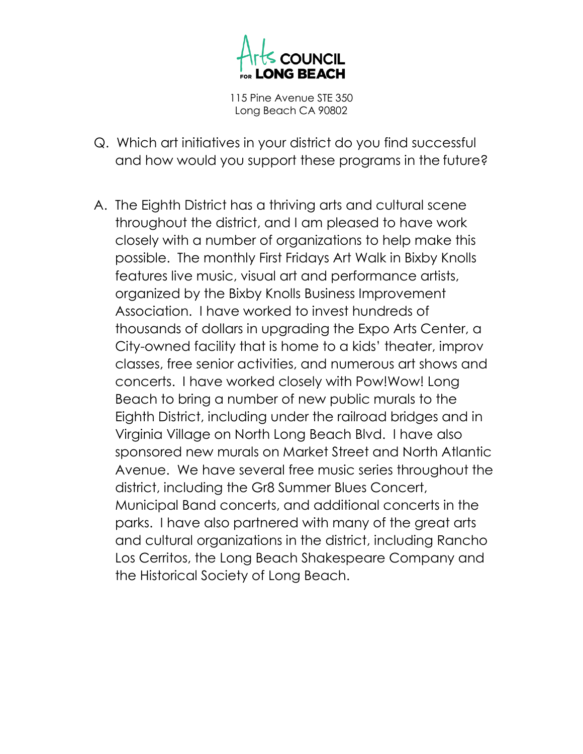Arts COUNCIL FOR LONG BEACH

115 Pine Avenue STE 350
Long Beach CA 90802

Q. Which art initiatives in your district do you find successful and how would you support these programs in the future?

A. The Eighth District has a thriving arts and cultural scene throughout the district, and I am pleased to have work closely with a number of organizations to help make this possible. The monthly First Fridays Art Walk in Bixby Knolls features live music, visual art and performance artists, organized by the Bixby Knolls Business Improvement Association. I have worked to invest hundreds of thousands of dollars in upgrading the Expo Arts Center, a City-owned facility that is home to a kids' theater, improv classes, free senior activities, and numerous art shows and concerts. I have worked closely with Pow!Wow! Long Beach to bring a number of new public murals to the Eighth District, including under the railroad bridges and in Virginia Village on North Long Beach Blvd. I have also sponsored new murals on Market Street and North Atlantic Avenue. We have several free music series throughout the district, including the Gr8 Summer Blues Concert, Municipal Band concerts, and additional concerts in the parks. I have also partnered with many of the great arts and cultural organizations in the district, including Rancho Los Cerritos, the Long Beach Shakespeare Company and the Historical Society of Long Beach.